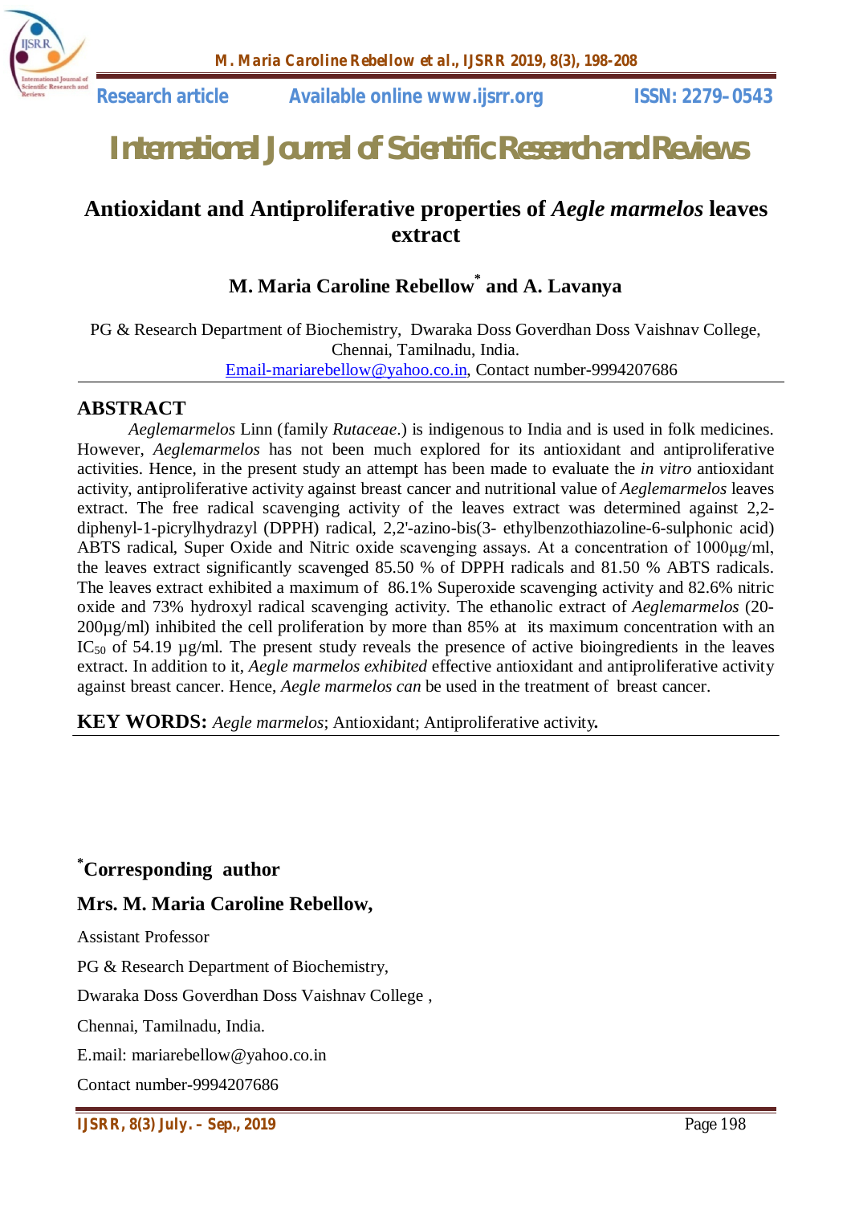Research article Available online www.ijsrr.org ISSN: 2279–0543

# International Journal of Scientific Research and Reviews

## Antioxidant and Antiproliferative properties of *Aegle marmelos* leaves extract

**M. Maria Caroline Rebellow* and A. Lavanya**

PG & Research Department of Biochemistry, Dwaraka Doss Goverdhan Doss Vaishnav College, Chennai, Tamilnadu, India.
Email-mariarebellow@yahoo.co.in, Contact number-9994207686

## ABSTRACT

*Aeglemarmelos* Linn (family *Rutaceae*.) is indigenous to India and is used in folk medicines. However, *Aeglemarmelos* has not been much explored for its antioxidant and antiproliferative activities. Hence, in the present study an attempt has been made to evaluate the *in vitro* antioxidant activity, antiproliferative activity against breast cancer and nutritional value of *Aeglemarmelos* leaves extract. The free radical scavenging activity of the leaves extract was determined against 2,2-diphenyl-1-picrylhydrazyl (DPPH) radical, 2,2'-azino-bis(3- ethylbenzothiazoline-6-sulphonic acid) ABTS radical, Super Oxide and Nitric oxide scavenging assays. At a concentration of 1000µg/ml, the leaves extract significantly scavenged 85.50 % of DPPH radicals and 81.50 % ABTS radicals. The leaves extract exhibited a maximum of 86.1% Superoxide scavenging activity and 82.6% nitric oxide and 73% hydroxyl radical scavenging activity. The ethanolic extract of *Aeglemarmelos* (20-200µg/ml) inhibited the cell proliferation by more than 85% at its maximum concentration with an $IC_{50}$ of 54.19 µg/ml. The present study reveals the presence of active bioingredients in the leaves extract. In addition to it, *Aegle marmelos exhibited* effective antioxidant and antiproliferative activity against breast cancer. Hence, *Aegle marmelos can* be used in the treatment of breast cancer.

**KEY WORDS:** *Aegle marmelos*; Antioxidant; Antiproliferative activity**.**

**\*Corresponding author**

**Mrs. M. Maria Caroline Rebellow,**

Assistant Professor

PG & Research Department of Biochemistry,

Dwaraka Doss Goverdhan Doss Vaishnav College ,

Chennai, Tamilnadu, India.

E.mail: mariarebellow@yahoo.co.in

Contact number-9994207686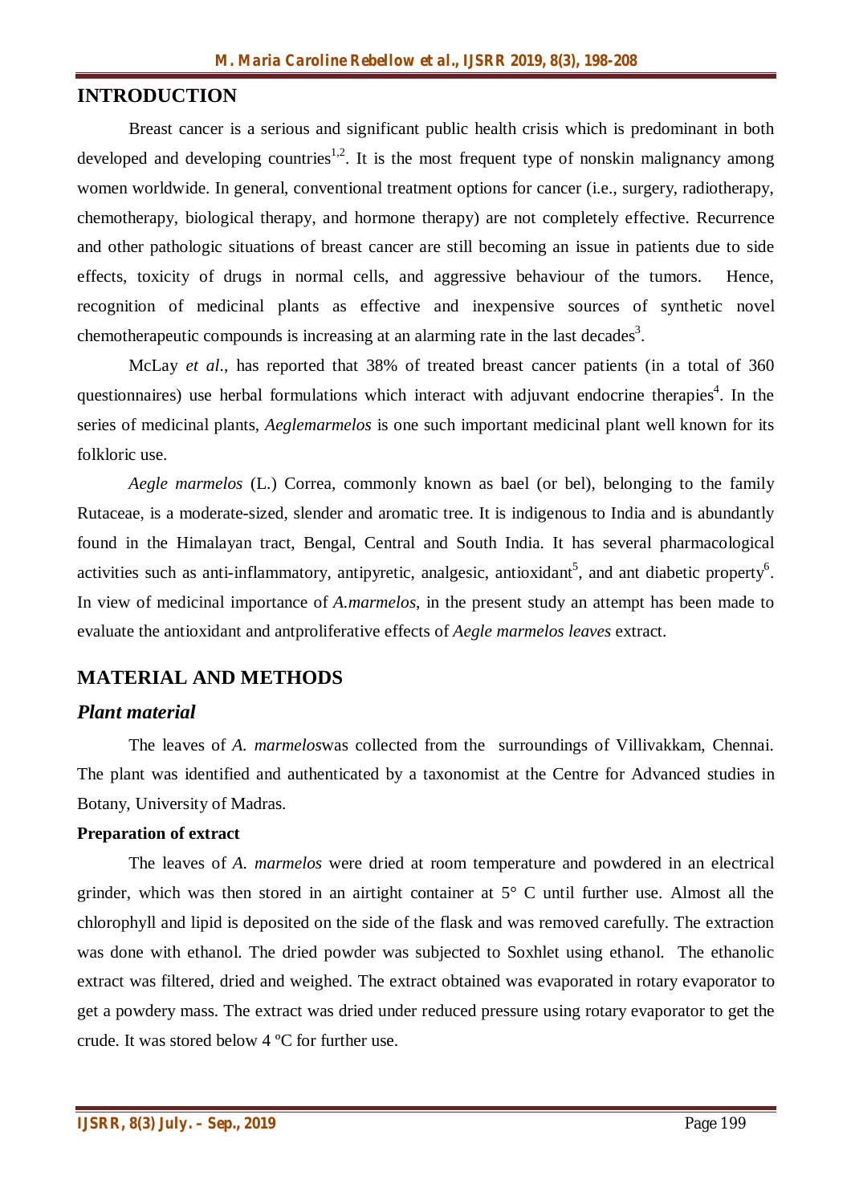## INTRODUCTION

Breast cancer is a serious and significant public health crisis which is predominant in both developed and developing countries[1,2]. It is the most frequent type of nonskin malignancy among women worldwide. In general, conventional treatment options for cancer (i.e., surgery, radiotherapy, chemotherapy, biological therapy, and hormone therapy) are not completely effective. Recurrence and other pathologic situations of breast cancer are still becoming an issue in patients due to side effects, toxicity of drugs in normal cells, and aggressive behaviour of the tumors. Hence, recognition of medicinal plants as effective and inexpensive sources of synthetic novel chemotherapeutic compounds is increasing at an alarming rate in the last decades[3].

McLay *et al*., has reported that 38% of treated breast cancer patients (in a total of 360 questionnaires) use herbal formulations which interact with adjuvant endocrine therapies[4]. In the series of medicinal plants, *Aeglemarmelos* is one such important medicinal plant well known for its folkloric use.

*Aegle marmelos* (L.) Correa, commonly known as bael (or bel), belonging to the family Rutaceae, is a moderate-sized, slender and aromatic tree. It is indigenous to India and is abundantly found in the Himalayan tract, Bengal, Central and South India. It has several pharmacological activities such as anti-inflammatory, antipyretic, analgesic, antioxidant[5], and ant diabetic property[6]. In view of medicinal importance of *A.marmelos*, in the present study an attempt has been made to evaluate the antioxidant and antproliferative effects of *Aegle marmelos leaves* extract.

## MATERIAL AND METHODS

### *Plant material*

The leaves of *A. marmelos*was collected from the surroundings of Villivakkam, Chennai. The plant was identified and authenticated by a taxonomist at the Centre for Advanced studies in Botany, University of Madras.

#### Preparation of extract

The leaves of *A. marmelos* were dried at room temperature and powdered in an electrical grinder, which was then stored in an airtight container at 5° C until further use. Almost all the chlorophyll and lipid is deposited on the side of the flask and was removed carefully. The extraction was done with ethanol. The dried powder was subjected to Soxhlet using ethanol. The ethanolic extract was filtered, dried and weighed. The extract obtained was evaporated in rotary evaporator to get a powdery mass. The extract was dried under reduced pressure using rotary evaporator to get the crude. It was stored below 4 ºC for further use.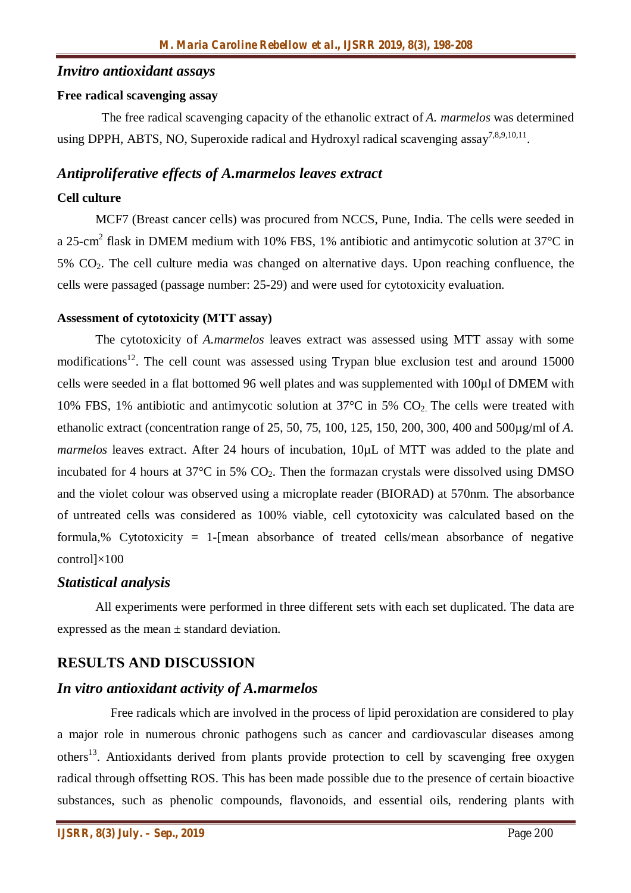### *Invitro antioxidant assays*

**Free radical scavenging assay**

The free radical scavenging capacity of the ethanolic extract of *A. marmelos* was determined using DPPH, ABTS, NO, Superoxide radical and Hydroxyl radical scavenging assay[7,8,9,10,11].

### *Antiproliferative effects of A.marmelos leaves extract*

**Cell culture**

MCF7 (Breast cancer cells) was procured from NCCS, Pune, India. The cells were seeded in a 25-$cm^2$ flask in DMEM medium with 10% FBS, 1% antibiotic and antimycotic solution at 37°C in 5% $CO_2$. The cell culture media was changed on alternative days. Upon reaching confluence, the cells were passaged (passage number: 25-29) and were used for cytotoxicity evaluation.

**Assessment of cytotoxicity (MTT assay)**

The cytotoxicity of *A.marmelos* leaves extract was assessed using MTT assay with some modifications[12]. The cell count was assessed using Trypan blue exclusion test and around 15000 cells were seeded in a flat bottomed 96 well plates and was supplemented with 100µl of DMEM with 10% FBS, 1% antibiotic and antimycotic solution at 37°C in 5% $CO_2$. The cells were treated with ethanolic extract (concentration range of 25, 50, 75, 100, 125, 150, 200, 300, 400 and 500µg/ml of *A. marmelos* leaves extract. After 24 hours of incubation, 10µL of MTT was added to the plate and incubated for 4 hours at 37°C in 5% $CO_2$. Then the formazan crystals were dissolved using DMSO and the violet colour was observed using a microplate reader (BIORAD) at 570nm. The absorbance of untreated cells was considered as 100% viable, cell cytotoxicity was calculated based on the formula,% Cytotoxicity = 1-[mean absorbance of treated cells/mean absorbance of negative control]×100

### *Statistical analysis*

All experiments were performed in three different sets with each set duplicated. The data are expressed as the mean ± standard deviation.

## RESULTS AND DISCUSSION

### *In vitro antioxidant activity of A.marmelos*

Free radicals which are involved in the process of lipid peroxidation are considered to play a major role in numerous chronic pathogens such as cancer and cardiovascular diseases among others[13]. Antioxidants derived from plants provide protection to cell by scavenging free oxygen radical through offsetting ROS. This has been made possible due to the presence of certain bioactive substances, such as phenolic compounds, flavonoids, and essential oils, rendering plants with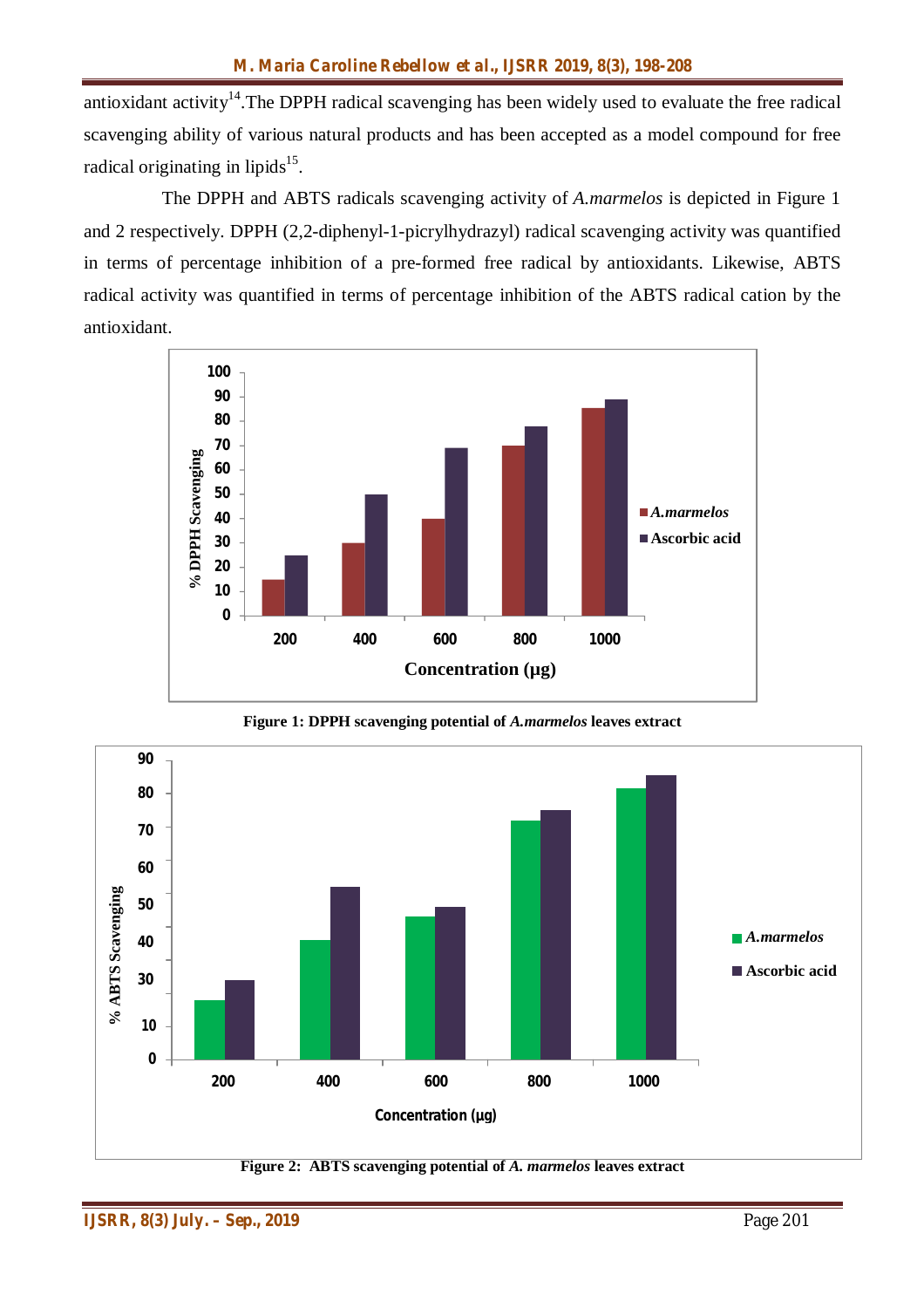antioxidant activity[14].The DPPH radical scavenging has been widely used to evaluate the free radical scavenging ability of various natural products and has been accepted as a model compound for free radical originating in lipids[15].

The DPPH and ABTS radicals scavenging activity of *A.marmelos* is depicted in Figure 1 and 2 respectively. DPPH (2,2-diphenyl-1-picrylhydrazyl) radical scavenging activity was quantified in terms of percentage inhibition of a pre-formed free radical by antioxidants. Likewise, ABTS radical activity was quantified in terms of percentage inhibition of the ABTS radical cation by the antioxidant.

**Figure 1: DPPH scavenging potential of *A.marmelos* leaves extract**

**Figure 2: ABTS scavenging potential of *A. marmelos* leaves extract**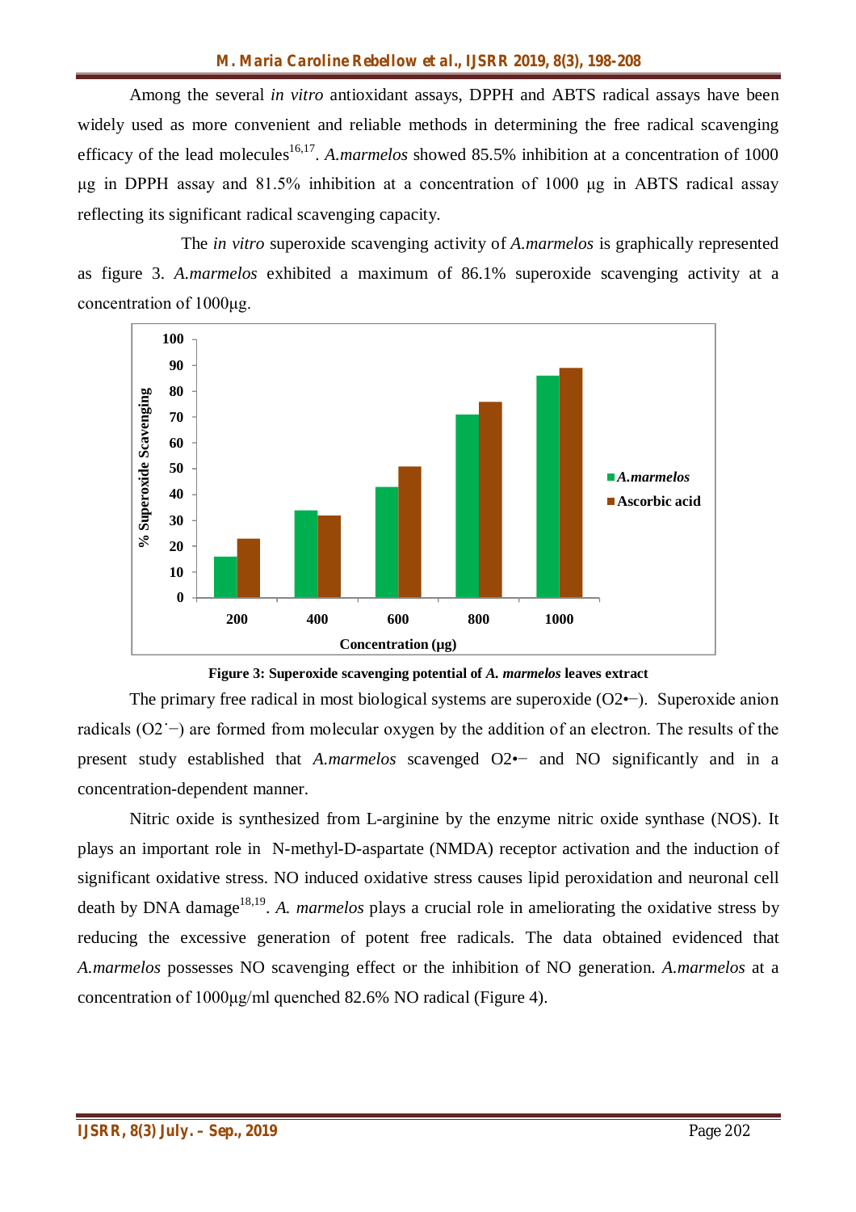Among the several *in vitro* antioxidant assays, DPPH and ABTS radical assays have been widely used as more convenient and reliable methods in determining the free radical scavenging efficacy of the lead molecules[16,17]. *A.marmelos* showed 85.5% inhibition at a concentration of 1000 μg in DPPH assay and 81.5% inhibition at a concentration of 1000 μg in ABTS radical assay reflecting its significant radical scavenging capacity.

The *in vitro* superoxide scavenging activity of *A.marmelos* is graphically represented as figure 3. *A.marmelos* exhibited a maximum of 86.1% superoxide scavenging activity at a concentration of 1000μg.

**Figure 3: Superoxide scavenging potential of *A. marmelos* leaves extract**

The primary free radical in most biological systems are superoxide ($O_2^{\bullet-}$). Superoxide anion radicals ($O_2^{\cdot-}$) are formed from molecular oxygen by the addition of an electron. The results of the present study established that *A.marmelos* scavenged $O_2^{\bullet-}$ and NO significantly and in a concentration-dependent manner.

Nitric oxide is synthesized from L-arginine by the enzyme nitric oxide synthase (NOS). It plays an important role in N-methyl-D-aspartate (NMDA) receptor activation and the induction of significant oxidative stress. NO induced oxidative stress causes lipid peroxidation and neuronal cell death by DNA damage[18,19]. *A. marmelos* plays a crucial role in ameliorating the oxidative stress by reducing the excessive generation of potent free radicals. The data obtained evidenced that *A.marmelos* possesses NO scavenging effect or the inhibition of NO generation. *A.marmelos* at a concentration of 1000μg/ml quenched 82.6% NO radical (Figure 4).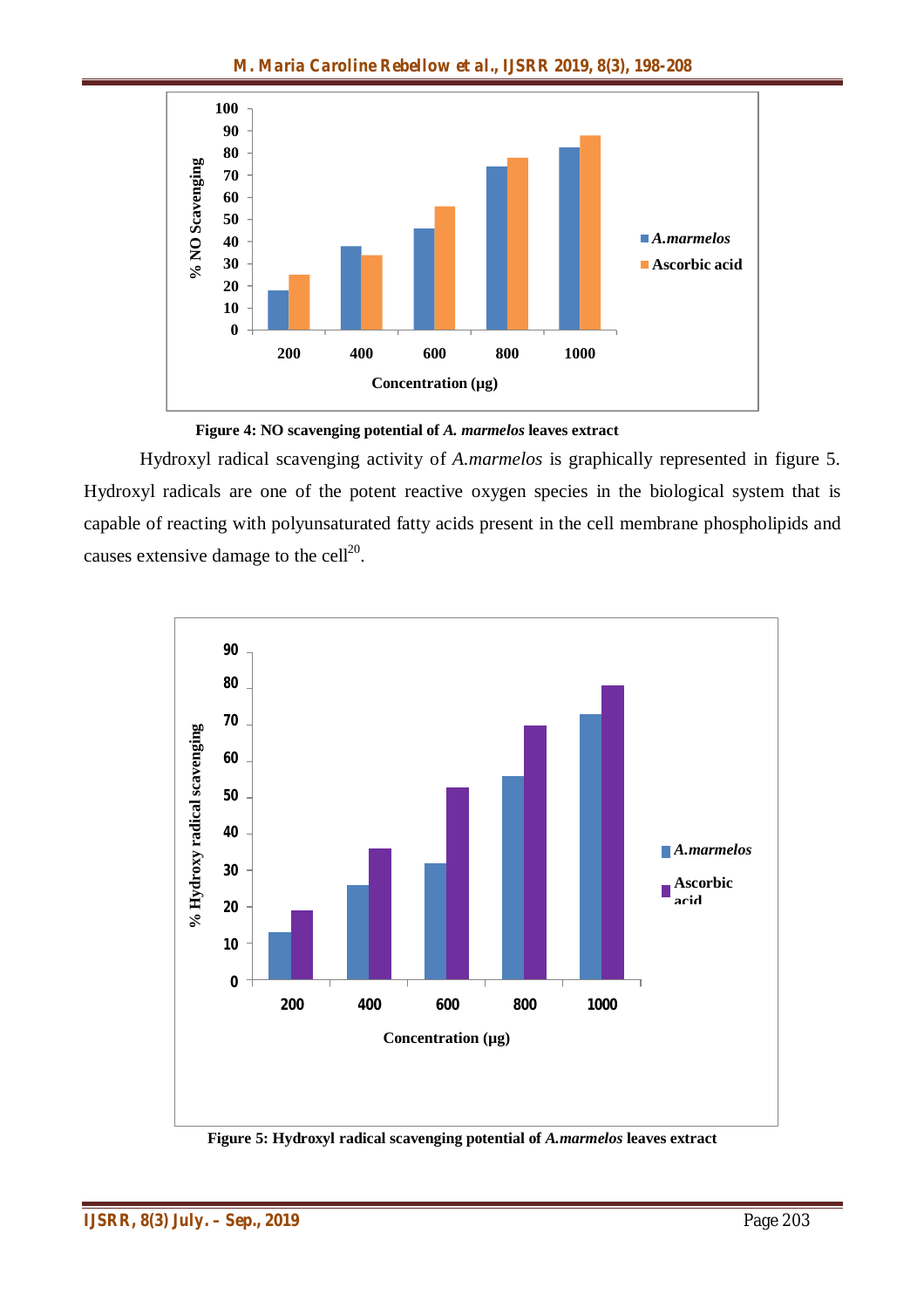**Figure 4: NO scavenging potential of *A. marmelos* leaves extract**

Hydroxyl radical scavenging activity of *A.marmelos* is graphically represented in figure 5. Hydroxyl radicals are one of the potent reactive oxygen species in the biological system that is capable of reacting with polyunsaturated fatty acids present in the cell membrane phospholipids and causes extensive damage to the cell[20].

**Figure 5: Hydroxyl radical scavenging potential of *A.marmelos* leaves extract**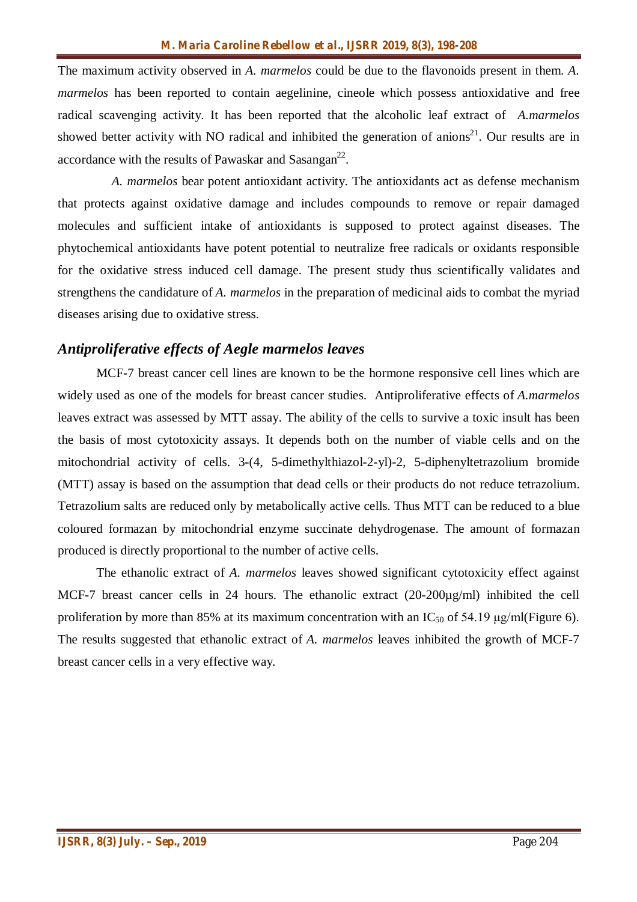The maximum activity observed in *A. marmelos* could be due to the flavonoids present in them. *A. marmelos* has been reported to contain aegelinine, cineole which possess antioxidative and free radical scavenging activity. It has been reported that the alcoholic leaf extract of *A.marmelos* showed better activity with NO radical and inhibited the generation of anions[21]. Our results are in accordance with the results of Pawaskar and Sasangan[22].

*A. marmelos* bear potent antioxidant activity. The antioxidants act as defense mechanism that protects against oxidative damage and includes compounds to remove or repair damaged molecules and sufficient intake of antioxidants is supposed to protect against diseases. The phytochemical antioxidants have potent potential to neutralize free radicals or oxidants responsible for the oxidative stress induced cell damage. The present study thus scientifically validates and strengthens the candidature of *A. marmelos* in the preparation of medicinal aids to combat the myriad diseases arising due to oxidative stress.

## *Antiproliferative effects of Aegle marmelos leaves*

MCF-7 breast cancer cell lines are known to be the hormone responsive cell lines which are widely used as one of the models for breast cancer studies. Antiproliferative effects of *A.marmelos* leaves extract was assessed by MTT assay. The ability of the cells to survive a toxic insult has been the basis of most cytotoxicity assays. It depends both on the number of viable cells and on the mitochondrial activity of cells. 3-(4, 5-dimethylthiazol-2-yl)-2, 5-diphenyltetrazolium bromide (MTT) assay is based on the assumption that dead cells or their products do not reduce tetrazolium. Tetrazolium salts are reduced only by metabolically active cells. Thus MTT can be reduced to a blue coloured formazan by mitochondrial enzyme succinate dehydrogenase. The amount of formazan produced is directly proportional to the number of active cells.

The ethanolic extract of *A. marmelos* leaves showed significant cytotoxicity effect against MCF-7 breast cancer cells in 24 hours. The ethanolic extract (20-200µg/ml) inhibited the cell proliferation by more than 85% at its maximum concentration with an $IC_{50}$ of 54.19 µg/ml(Figure 6). The results suggested that ethanolic extract of *A. marmelos* leaves inhibited the growth of MCF-7 breast cancer cells in a very effective way.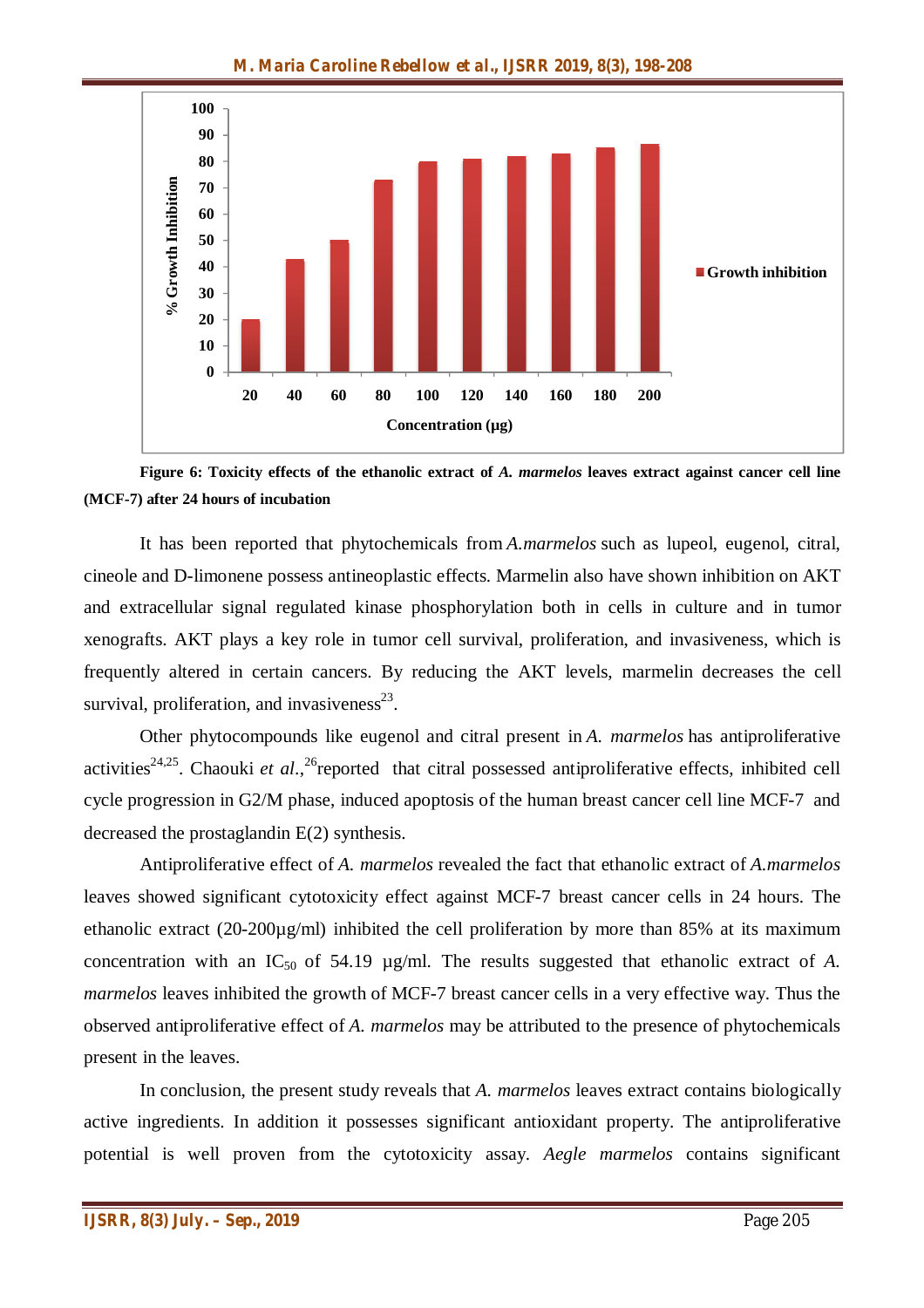**Figure 6: Toxicity effects of the ethanolic extract of *A. marmelos* leaves extract against cancer cell line (MCF-7) after 24 hours of incubation**

It has been reported that phytochemicals from *A.marmelos* such as lupeol, eugenol, citral, cineole and D-limonene possess antineoplastic effects. Marmelin also have shown inhibition on AKT and extracellular signal regulated kinase phosphorylation both in cells in culture and in tumor xenografts. AKT plays a key role in tumor cell survival, proliferation, and invasiveness, which is frequently altered in certain cancers. By reducing the AKT levels, marmelin decreases the cell survival, proliferation, and invasiveness[23].

Other phytocompounds like eugenol and citral present in *A. marmelos* has antiproliferative activities[24,25]. Chaouki *et al.*,[26]reported that citral possessed antiproliferative effects, inhibited cell cycle progression in G2/M phase, induced apoptosis of the human breast cancer cell line MCF-7 and decreased the prostaglandin E(2) synthesis.

Antiproliferative effect of *A. marmelos* revealed the fact that ethanolic extract of *A.marmelos* leaves showed significant cytotoxicity effect against MCF-7 breast cancer cells in 24 hours. The ethanolic extract (20-200µg/ml) inhibited the cell proliferation by more than 85% at its maximum concentration with an $IC_{50}$ of 54.19 µg/ml. The results suggested that ethanolic extract of *A. marmelos* leaves inhibited the growth of MCF-7 breast cancer cells in a very effective way. Thus the observed antiproliferative effect of *A. marmelos* may be attributed to the presence of phytochemicals present in the leaves.

In conclusion, the present study reveals that *A. marmelos* leaves extract contains biologically active ingredients. In addition it possesses significant antioxidant property. The antiproliferative potential is well proven from the cytotoxicity assay. *Aegle marmelos* contains significant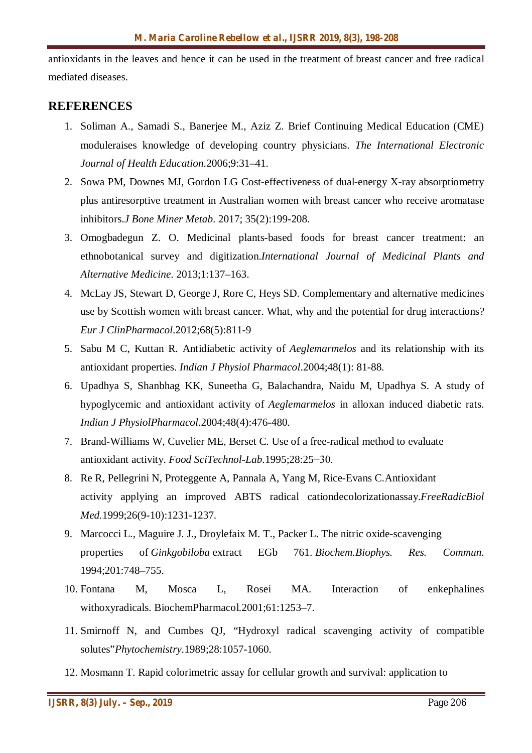antioxidants in the leaves and hence it can be used in the treatment of breast cancer and free radical mediated diseases.

## REFERENCES

1. Soliman A., Samadi S., Banerjee M., Aziz Z. Brief Continuing Medical Education (CME) moduleraises knowledge of developing country physicians. *The International Electronic Journal of Health Education*.2006;9:31–41.
2. Sowa PM, Downes MJ, Gordon LG Cost-effectiveness of dual-energy X-ray absorptiometry plus antiresorptive treatment in Australian women with breast cancer who receive aromatase inhibitors.*J Bone Miner Metab*. 2017; 35(2):199-208.
3. Omogbadegun Z. O. Medicinal plants-based foods for breast cancer treatment: an ethnobotanical survey and digitization.*International Journal of Medicinal Plants and Alternative Medicine*. 2013;1:137–163.
4. McLay JS, Stewart D, George J, Rore C, Heys SD. Complementary and alternative medicines use by Scottish women with breast cancer. What, why and the potential for drug interactions? *Eur J ClinPharmacol*.2012;68(5):811-9
5. Sabu M C, Kuttan R. Antidiabetic activity of *Aeglemarmelos* and its relationship with its antioxidant properties. *Indian J Physiol Pharmacol*.2004;48(1): 81-88.
6. Upadhya S, Shanbhag KK, Suneetha G, Balachandra, Naidu M, Upadhya S. A study of hypoglycemic and antioxidant activity of *Aeglemarmelos* in alloxan induced diabetic rats. *Indian J PhysiolPharmacol*.2004;48(4):476-480.
7. Brand-Williams W, Cuvelier ME, Berset C. Use of a free-radical method to evaluate antioxidant activity. *Food SciTechnol-Lab*.1995;28:25−30.
8. Re R, Pellegrini N, Proteggente A, Pannala A, Yang M, Rice-Evans C.Antioxidant activity applying an improved ABTS radical cationdecolorizationassay.*FreeRadicBiol Med*.1999;26(9-10):1231-1237.
9. Marcocci L., Maguire J. J., Droylefaix M. T., Packer L. The nitric oxide-scavenging properties of *Ginkgobiloba* extract EGb 761. *Biochem.Biophys. Res. Commun.* 1994;201:748–755.
10. Fontana M, Mosca L, Rosei MA. Interaction of enkephalines withoxyradicals. BiochemPharmacol.2001;61:1253–7.
11. Smirnoff N, and Cumbes QJ, "Hydroxyl radical scavenging activity of compatible solutes"*Phytochemistry*.1989;28:1057-1060.
12. Mosmann T. Rapid colorimetric assay for cellular growth and survival: application to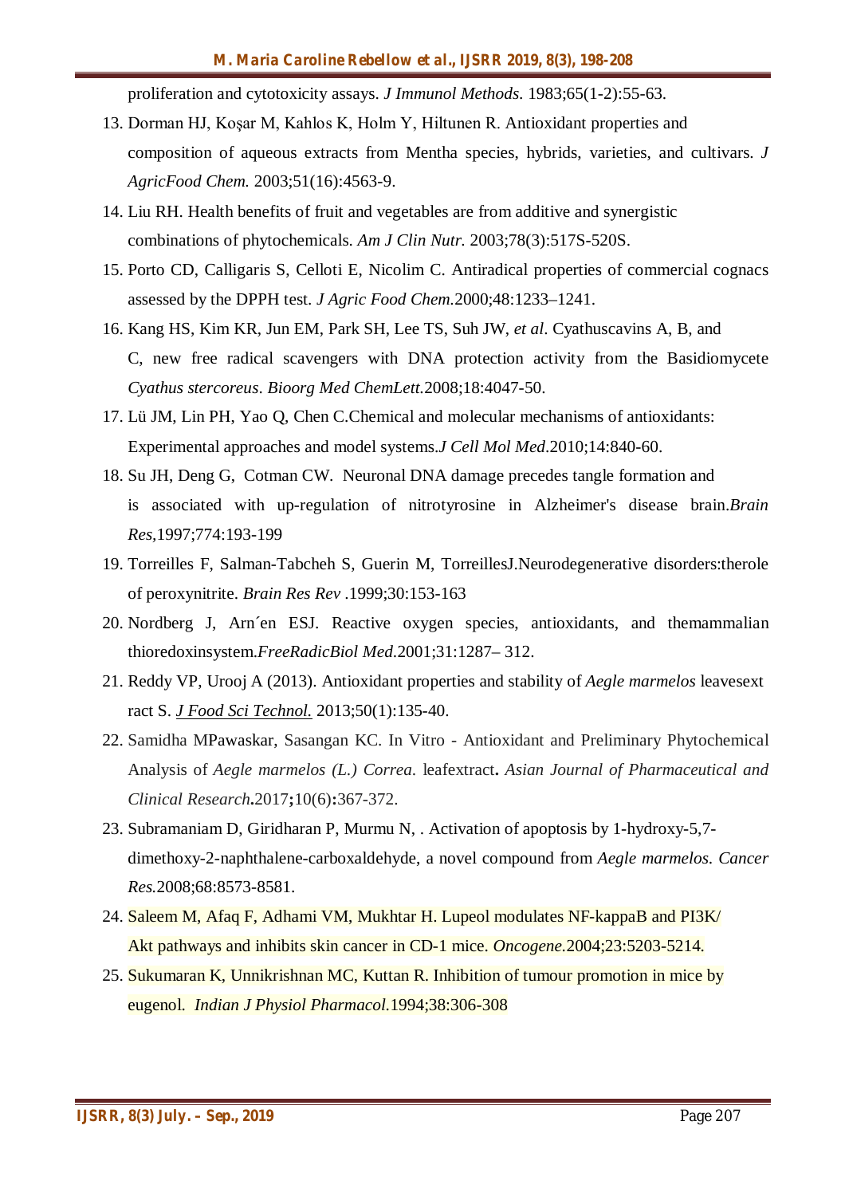proliferation and cytotoxicity assays. *J Immunol Methods.* 1983;65(1-2):55-63.

13. Dorman HJ, Koşar M, Kahlos K, Holm Y, Hiltunen R. Antioxidant properties and composition of aqueous extracts from Mentha species, hybrids, varieties, and cultivars. *J AgricFood Chem.* 2003;51(16):4563-9.
14. Liu RH. Health benefits of fruit and vegetables are from additive and synergistic combinations of phytochemicals. *Am J Clin Nutr.* 2003;78(3):517S-520S.
15. Porto CD, Calligaris S, Celloti E, Nicolim C. Antiradical properties of commercial cognacs assessed by the DPPH test. *J Agric Food Chem.*2000;48:1233–1241.
16. Kang HS, Kim KR, Jun EM, Park SH, Lee TS, Suh JW, *et al*. Cyathuscavins A, B, and C, new free radical scavengers with DNA protection activity from the Basidiomycete *Cyathus stercoreus*. *Bioorg Med ChemLett.*2008;18:4047-50.
17. Lü JM, Lin PH, Yao Q, Chen C.Chemical and molecular mechanisms of antioxidants: Experimental approaches and model systems.*J Cell Mol Med*.2010;14:840-60.
18. Su JH, Deng G, Cotman CW. Neuronal DNA damage precedes tangle formation and is associated with up-regulation of nitrotyrosine in Alzheimer's disease brain.*Brain Res,*1997;774:193-199
19. Torreilles F, Salman-Tabcheh S, Guerin M, TorreillesJ.Neurodegenerative disorders:therole of peroxynitrite. *Brain Res Rev* .1999;30:153-163
20. Nordberg J, Arn´en ESJ. Reactive oxygen species, antioxidants, and themammalian thioredoxinsystem.*FreeRadicBiol Med*.2001;31:1287– 312.
21. Reddy VP, Urooj A (2013). Antioxidant properties and stability of *Aegle marmelos* leavesext ract S. *J Food Sci Technol.* 2013;50(1):135-40.
22. Samidha MPawaskar, Sasangan KC. In Vitro - Antioxidant and Preliminary Phytochemical Analysis of *Aegle marmelos (L.) Correa.* leafextract**.** *Asian Journal of Pharmaceutical and Clinical Research***.**2017**;**10(6)**:**367-372.
23. Subramaniam D, Giridharan P, Murmu N, . Activation of apoptosis by 1-hydroxy-5,7-dimethoxy-2-naphthalene-carboxaldehyde, a novel compound from *Aegle marmelos*. *Cancer Res.*2008;68:8573-8581.
24. Saleem M, Afaq F, Adhami VM, Mukhtar H. Lupeol modulates NF-kappaB and PI3K/ Akt pathways and inhibits skin cancer in CD-1 mice. *Oncogene.*2004;23:5203-5214.
25. Sukumaran K, Unnikrishnan MC, Kuttan R. Inhibition of tumour promotion in mice by eugenol. *Indian J Physiol Pharmacol.*1994;38:306-308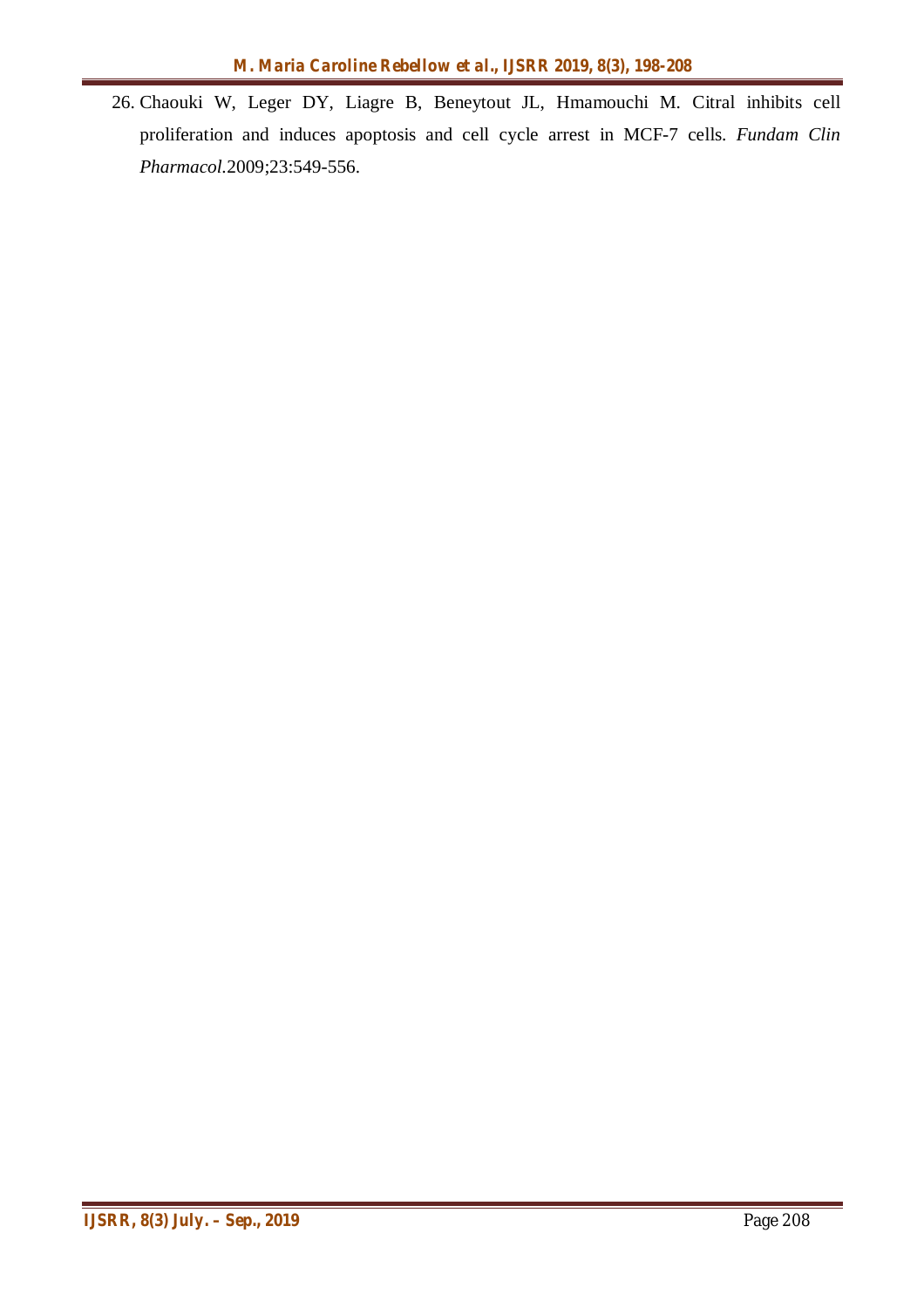26. Chaouki W, Leger DY, Liagre B, Beneytout JL, Hmamouchi M. Citral inhibits cell proliferation and induces apoptosis and cell cycle arrest in MCF-7 cells. *Fundam Clin Pharmacol.*2009;23:549-556.